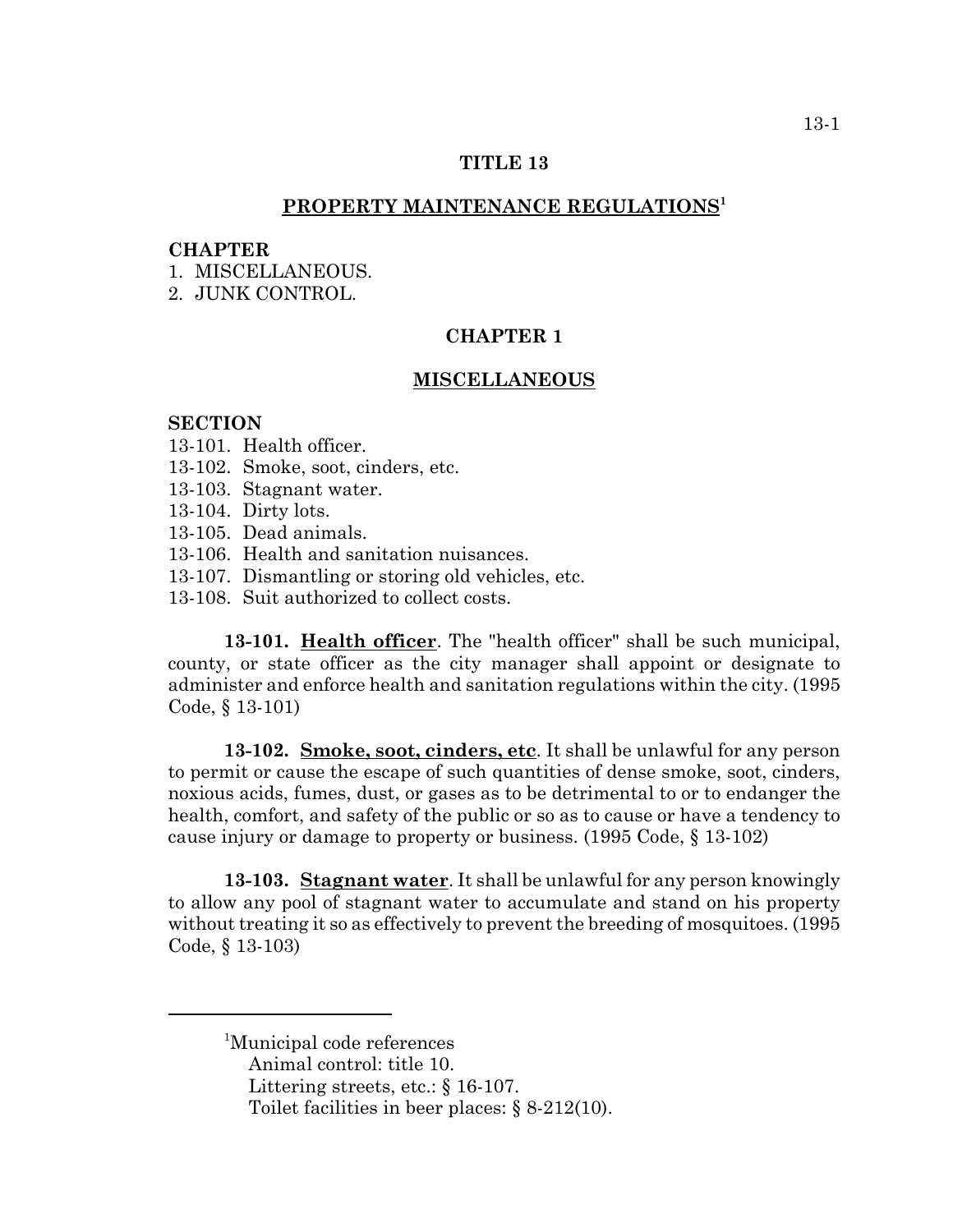# TITLE 13

## PROPERTY MAINTENANCE REGULATIONS[1]

**CHAPTER**

1. MISCELLANEOUS.
2. JUNK CONTROL.

## CHAPTER 1

## MISCELLANEOUS

**SECTION**

13-101. Health officer.
13-102. Smoke, soot, cinders, etc.
13-103. Stagnant water.
13-104. Dirty lots.
13-105. Dead animals.
13-106. Health and sanitation nuisances.
13-107. Dismantling or storing old vehicles, etc.
13-108. Suit authorized to collect costs.

**13-101. Health officer**. The "health officer" shall be such municipal, county, or state officer as the city manager shall appoint or designate to administer and enforce health and sanitation regulations within the city. (1995 Code, § 13-101)

**13-102. Smoke, soot, cinders, etc**. It shall be unlawful for any person to permit or cause the escape of such quantities of dense smoke, soot, cinders, noxious acids, fumes, dust, or gases as to be detrimental to or to endanger the health, comfort, and safety of the public or so as to cause or have a tendency to cause injury or damage to property or business. (1995 Code, § 13-102)

**13-103. Stagnant water**. It shall be unlawful for any person knowingly to allow any pool of stagnant water to accumulate and stand on his property without treating it so as effectively to prevent the breeding of mosquitoes. (1995 Code, § 13-103)

---

[1]Municipal code references
Animal control: title 10.
Littering streets, etc.: § 16-107.
Toilet facilities in beer places: § 8-212(10).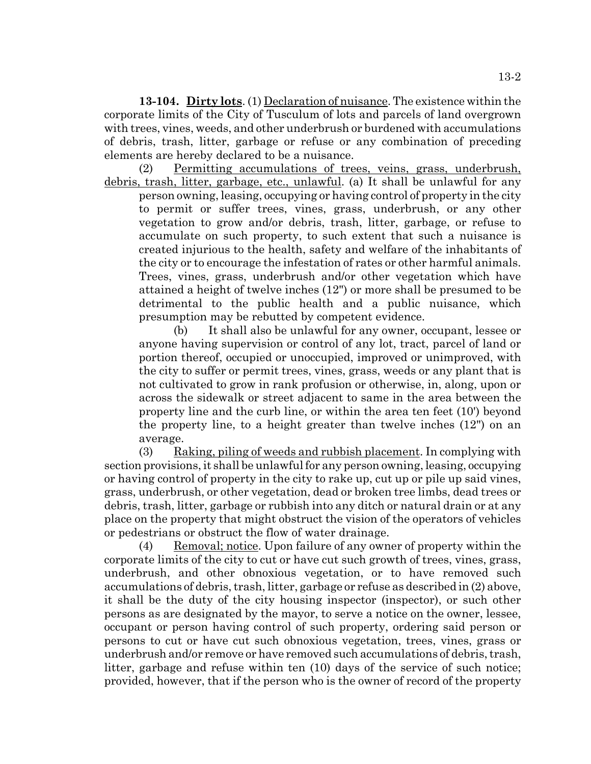**13-104. Dirty lots**. (1) Declaration of nuisance. The existence within the corporate limits of the City of Tusculum of lots and parcels of land overgrown with trees, vines, weeds, and other underbrush or burdened with accumulations of debris, trash, litter, garbage or refuse or any combination of preceding elements are hereby declared to be a nuisance.

(2) Permitting accumulations of trees, veins, grass, underbrush, debris, trash, litter, garbage, etc., unlawful. (a) It shall be unlawful for any person owning, leasing, occupying or having control of property in the city to permit or suffer trees, vines, grass, underbrush, or any other vegetation to grow and/or debris, trash, litter, garbage, or refuse to accumulate on such property, to such extent that such a nuisance is created injurious to the health, safety and welfare of the inhabitants of the city or to encourage the infestation of rates or other harmful animals. Trees, vines, grass, underbrush and/or other vegetation which have attained a height of twelve inches (12") or more shall be presumed to be detrimental to the public health and a public nuisance, which presumption may be rebutted by competent evidence.

(b) It shall also be unlawful for any owner, occupant, lessee or anyone having supervision or control of any lot, tract, parcel of land or portion thereof, occupied or unoccupied, improved or unimproved, with the city to suffer or permit trees, vines, grass, weeds or any plant that is not cultivated to grow in rank profusion or otherwise, in, along, upon or across the sidewalk or street adjacent to same in the area between the property line and the curb line, or within the area ten feet (10') beyond the property line, to a height greater than twelve inches (12") on an average.

(3) Raking, piling of weeds and rubbish placement. In complying with section provisions, it shall be unlawful for any person owning, leasing, occupying or having control of property in the city to rake up, cut up or pile up said vines, grass, underbrush, or other vegetation, dead or broken tree limbs, dead trees or debris, trash, litter, garbage or rubbish into any ditch or natural drain or at any place on the property that might obstruct the vision of the operators of vehicles or pedestrians or obstruct the flow of water drainage.

(4) Removal; notice. Upon failure of any owner of property within the corporate limits of the city to cut or have cut such growth of trees, vines, grass, underbrush, and other obnoxious vegetation, or to have removed such accumulations of debris, trash, litter, garbage or refuse as described in (2) above, it shall be the duty of the city housing inspector (inspector), or such other persons as are designated by the mayor, to serve a notice on the owner, lessee, occupant or person having control of such property, ordering said person or persons to cut or have cut such obnoxious vegetation, trees, vines, grass or underbrush and/or remove or have removed such accumulations of debris, trash, litter, garbage and refuse within ten (10) days of the service of such notice; provided, however, that if the person who is the owner of record of the property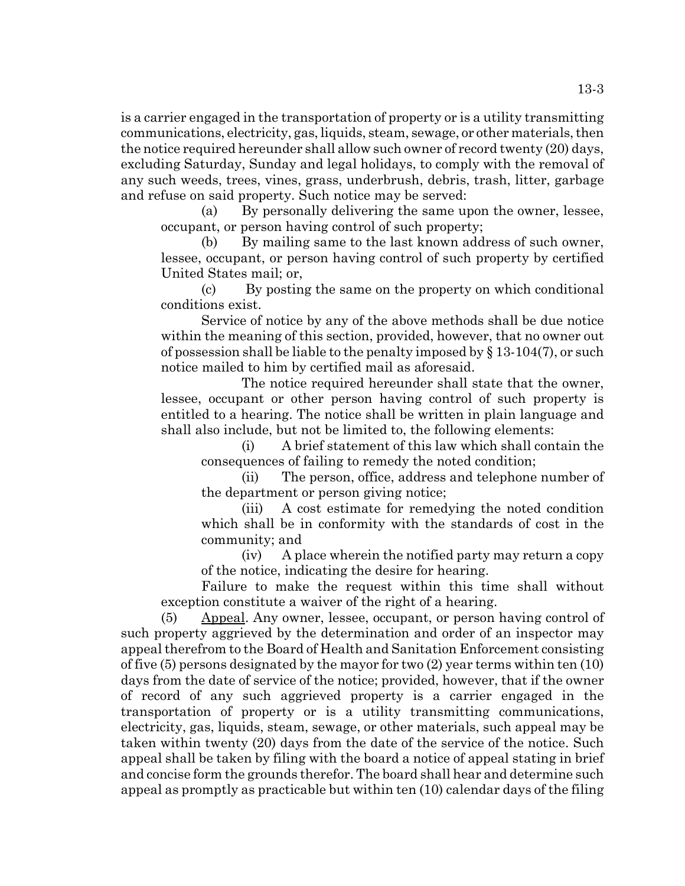is a carrier engaged in the transportation of property or is a utility transmitting communications, electricity, gas, liquids, steam, sewage, or other materials, then the notice required hereunder shall allow such owner of record twenty (20) days, excluding Saturday, Sunday and legal holidays, to comply with the removal of any such weeds, trees, vines, grass, underbrush, debris, trash, litter, garbage and refuse on said property. Such notice may be served:

(a) By personally delivering the same upon the owner, lessee, occupant, or person having control of such property;

(b) By mailing same to the last known address of such owner, lessee, occupant, or person having control of such property by certified United States mail; or,

(c) By posting the same on the property on which conditional conditions exist.

Service of notice by any of the above methods shall be due notice within the meaning of this section, provided, however, that no owner out of possession shall be liable to the penalty imposed by § 13-104(7), or such notice mailed to him by certified mail as aforesaid.

The notice required hereunder shall state that the owner, lessee, occupant or other person having control of such property is entitled to a hearing. The notice shall be written in plain language and shall also include, but not be limited to, the following elements:

(i) A brief statement of this law which shall contain the consequences of failing to remedy the noted condition;

(ii) The person, office, address and telephone number of the department or person giving notice;

(iii) A cost estimate for remedying the noted condition which shall be in conformity with the standards of cost in the community; and

(iv) A place wherein the notified party may return a copy of the notice, indicating the desire for hearing.

Failure to make the request within this time shall without exception constitute a waiver of the right of a hearing.

(5) Appeal. Any owner, lessee, occupant, or person having control of such property aggrieved by the determination and order of an inspector may appeal therefrom to the Board of Health and Sanitation Enforcement consisting of five (5) persons designated by the mayor for two (2) year terms within ten (10) days from the date of service of the notice; provided, however, that if the owner of record of any such aggrieved property is a carrier engaged in the transportation of property or is a utility transmitting communications, electricity, gas, liquids, steam, sewage, or other materials, such appeal may be taken within twenty (20) days from the date of the service of the notice. Such appeal shall be taken by filing with the board a notice of appeal stating in brief and concise form the grounds therefor. The board shall hear and determine such appeal as promptly as practicable but within ten (10) calendar days of the filing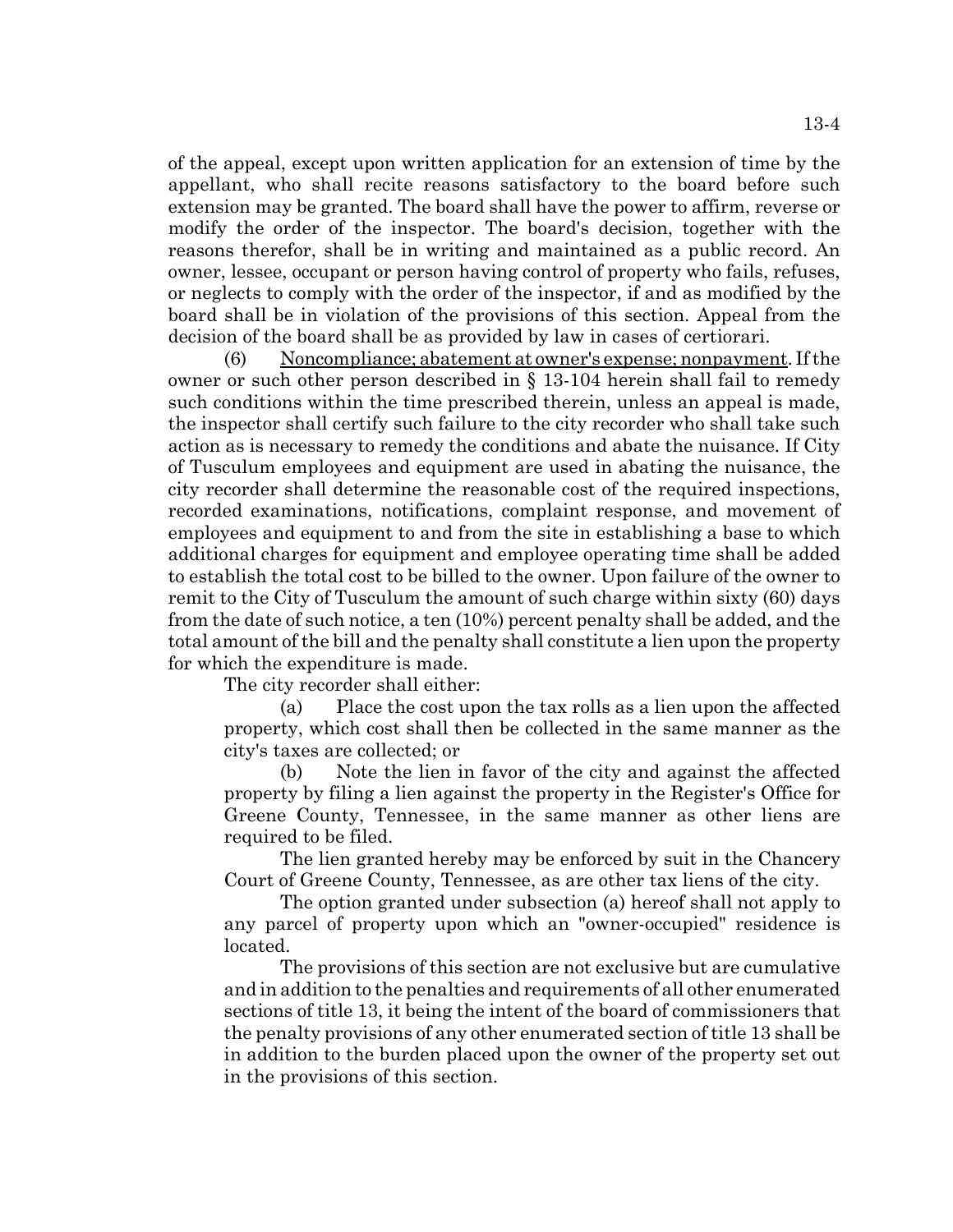of the appeal, except upon written application for an extension of time by the appellant, who shall recite reasons satisfactory to the board before such extension may be granted. The board shall have the power to affirm, reverse or modify the order of the inspector. The board's decision, together with the reasons therefor, shall be in writing and maintained as a public record. An owner, lessee, occupant or person having control of property who fails, refuses, or neglects to comply with the order of the inspector, if and as modified by the board shall be in violation of the provisions of this section. Appeal from the decision of the board shall be as provided by law in cases of certiorari.

(6) Noncompliance; abatement at owner's expense; nonpayment. If the owner or such other person described in § 13-104 herein shall fail to remedy such conditions within the time prescribed therein, unless an appeal is made, the inspector shall certify such failure to the city recorder who shall take such action as is necessary to remedy the conditions and abate the nuisance. If City of Tusculum employees and equipment are used in abating the nuisance, the city recorder shall determine the reasonable cost of the required inspections, recorded examinations, notifications, complaint response, and movement of employees and equipment to and from the site in establishing a base to which additional charges for equipment and employee operating time shall be added to establish the total cost to be billed to the owner. Upon failure of the owner to remit to the City of Tusculum the amount of such charge within sixty (60) days from the date of such notice, a ten (10%) percent penalty shall be added, and the total amount of the bill and the penalty shall constitute a lien upon the property for which the expenditure is made.

The city recorder shall either:

(a) Place the cost upon the tax rolls as a lien upon the affected property, which cost shall then be collected in the same manner as the city's taxes are collected; or

(b) Note the lien in favor of the city and against the affected property by filing a lien against the property in the Register's Office for Greene County, Tennessee, in the same manner as other liens are required to be filed.

The lien granted hereby may be enforced by suit in the Chancery Court of Greene County, Tennessee, as are other tax liens of the city.

The option granted under subsection (a) hereof shall not apply to any parcel of property upon which an "owner-occupied" residence is located.

The provisions of this section are not exclusive but are cumulative and in addition to the penalties and requirements of all other enumerated sections of title 13, it being the intent of the board of commissioners that the penalty provisions of any other enumerated section of title 13 shall be in addition to the burden placed upon the owner of the property set out in the provisions of this section.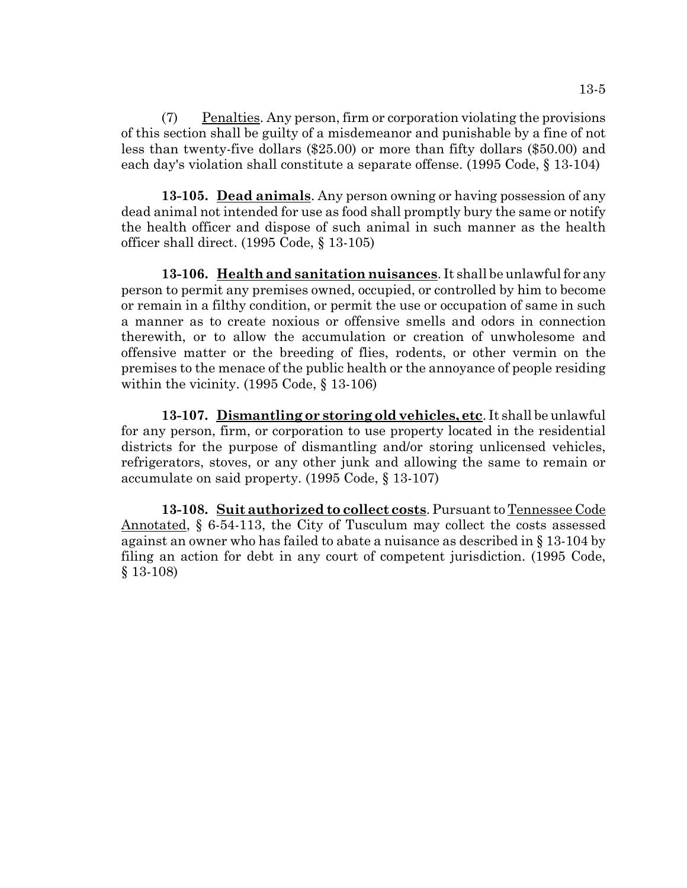(7) Penalties. Any person, firm or corporation violating the provisions of this section shall be guilty of a misdemeanor and punishable by a fine of not less than twenty-five dollars ($25.00) or more than fifty dollars ($50.00) and each day's violation shall constitute a separate offense. (1995 Code, § 13-104)

**13-105. Dead animals**. Any person owning or having possession of any dead animal not intended for use as food shall promptly bury the same or notify the health officer and dispose of such animal in such manner as the health officer shall direct. (1995 Code, § 13-105)

**13-106. Health and sanitation nuisances**. It shall be unlawful for any person to permit any premises owned, occupied, or controlled by him to become or remain in a filthy condition, or permit the use or occupation of same in such a manner as to create noxious or offensive smells and odors in connection therewith, or to allow the accumulation or creation of unwholesome and offensive matter or the breeding of flies, rodents, or other vermin on the premises to the menace of the public health or the annoyance of people residing within the vicinity. (1995 Code, § 13-106)

**13-107. Dismantling or storing old vehicles, etc**. It shall be unlawful for any person, firm, or corporation to use property located in the residential districts for the purpose of dismantling and/or storing unlicensed vehicles, refrigerators, stoves, or any other junk and allowing the same to remain or accumulate on said property. (1995 Code, § 13-107)

**13-108. Suit authorized to collect costs**. Pursuant to Tennessee Code Annotated, § 6-54-113, the City of Tusculum may collect the costs assessed against an owner who has failed to abate a nuisance as described in § 13-104 by filing an action for debt in any court of competent jurisdiction. (1995 Code, § 13-108)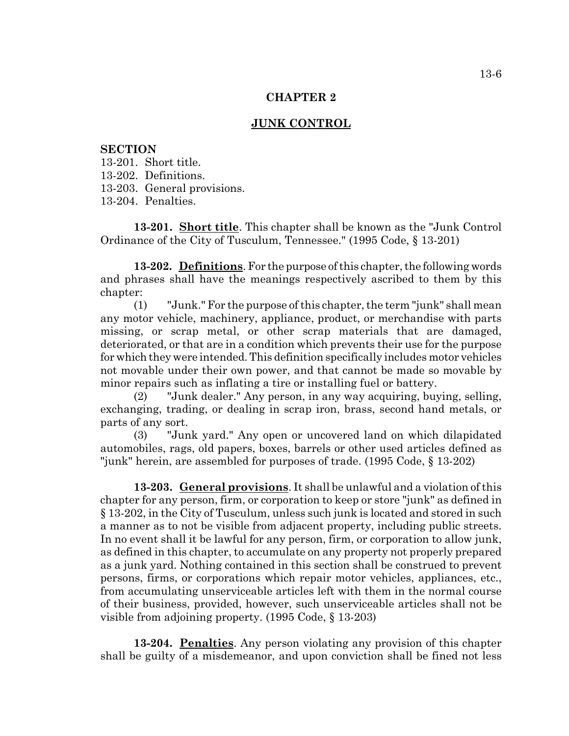## CHAPTER 2

## JUNK CONTROL

**SECTION**
13-201. Short title.
13-202. Definitions.
13-203. General provisions.
13-204. Penalties.

**13-201. Short title**. This chapter shall be known as the "Junk Control Ordinance of the City of Tusculum, Tennessee." (1995 Code, § 13-201)

**13-202. Definitions**. For the purpose of this chapter, the following words and phrases shall have the meanings respectively ascribed to them by this chapter:

(1) "Junk." For the purpose of this chapter, the term "junk" shall mean any motor vehicle, machinery, appliance, product, or merchandise with parts missing, or scrap metal, or other scrap materials that are damaged, deteriorated, or that are in a condition which prevents their use for the purpose for which they were intended. This definition specifically includes motor vehicles not movable under their own power, and that cannot be made so movable by minor repairs such as inflating a tire or installing fuel or battery.

(2) "Junk dealer." Any person, in any way acquiring, buying, selling, exchanging, trading, or dealing in scrap iron, brass, second hand metals, or parts of any sort.

(3) "Junk yard." Any open or uncovered land on which dilapidated automobiles, rags, old papers, boxes, barrels or other used articles defined as "junk" herein, are assembled for purposes of trade. (1995 Code, § 13-202)

**13-203. General provisions**. It shall be unlawful and a violation of this chapter for any person, firm, or corporation to keep or store "junk" as defined in § 13-202, in the City of Tusculum, unless such junk is located and stored in such a manner as to not be visible from adjacent property, including public streets. In no event shall it be lawful for any person, firm, or corporation to allow junk, as defined in this chapter, to accumulate on any property not properly prepared as a junk yard. Nothing contained in this section shall be construed to prevent persons, firms, or corporations which repair motor vehicles, appliances, etc., from accumulating unserviceable articles left with them in the normal course of their business, provided, however, such unserviceable articles shall not be visible from adjoining property. (1995 Code, § 13-203)

**13-204. Penalties**. Any person violating any provision of this chapter shall be guilty of a misdemeanor, and upon conviction shall be fined not less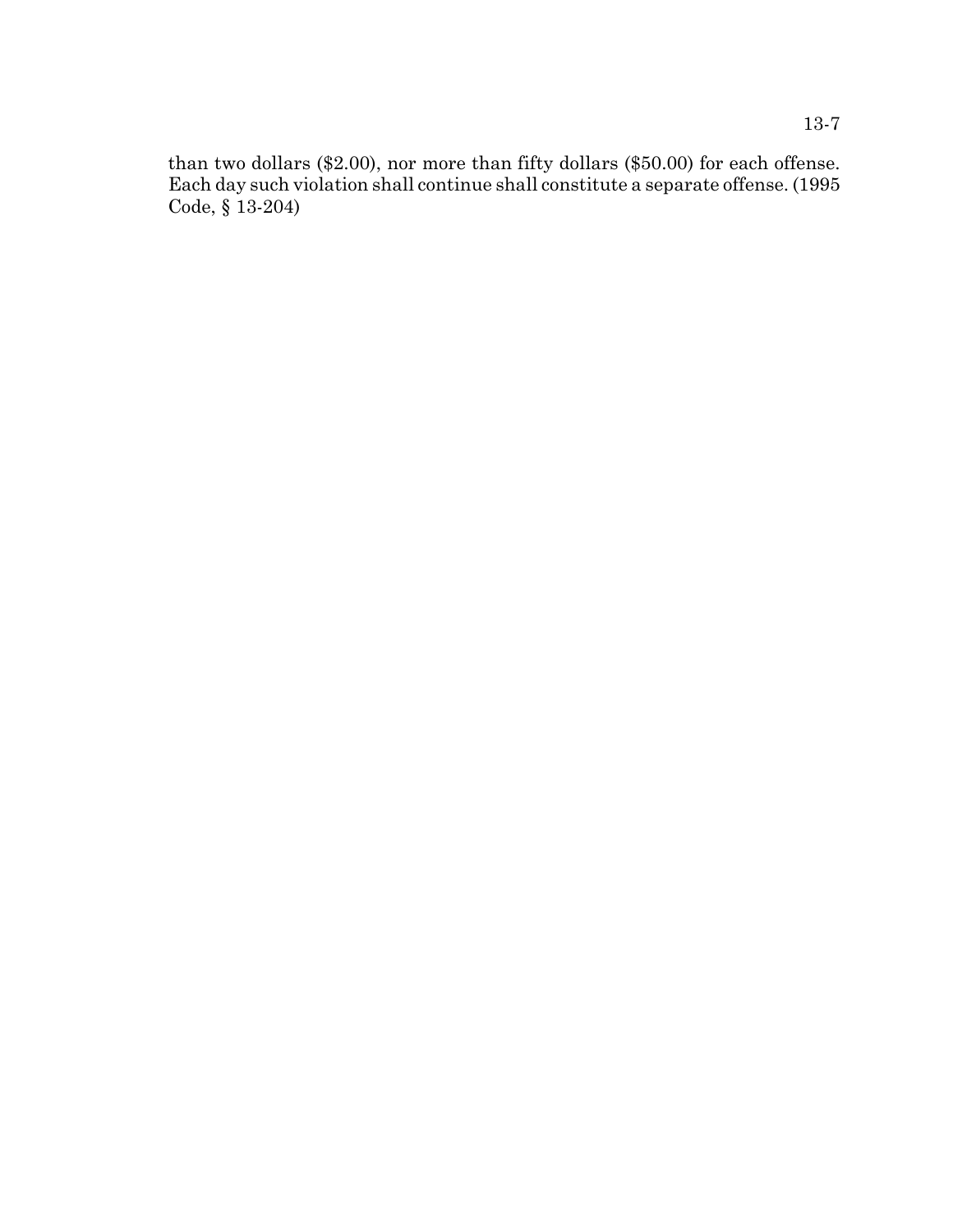than two dollars ($2.00), nor more than fifty dollars ($50.00) for each offense. Each day such violation shall continue shall constitute a separate offense. (1995 Code, § 13-204)